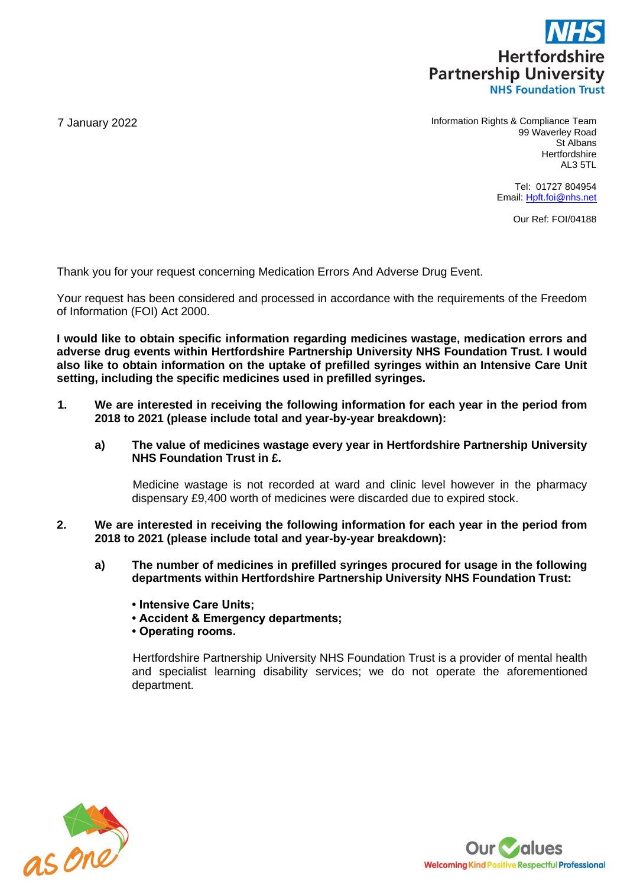**NHS**
**Hertfordshire Partnership University**
**NHS Foundation Trust**

7 January 2022

Information Rights & Compliance Team
99 Waverley Road
St Albans
Hertfordshire
AL3 5TL

Tel: 01727 804954
Email: Hpft.foi@nhs.net

Our Ref: FOI/04188

Thank you for your request concerning Medication Errors And Adverse Drug Event.

Your request has been considered and processed in accordance with the requirements of the Freedom of Information (FOI) Act 2000.

**I would like to obtain specific information regarding medicines wastage, medication errors and adverse drug events within Hertfordshire Partnership University NHS Foundation Trust. I would also like to obtain information on the uptake of prefilled syringes within an Intensive Care Unit setting, including the specific medicines used in prefilled syringes.**

1. **We are interested in receiving the following information for each year in the period from 2018 to 2021 (please include total and year-by-year breakdown):**

   a) **The value of medicines wastage every year in Hertfordshire Partnership University NHS Foundation Trust in £.**

      Medicine wastage is not recorded at ward and clinic level however in the pharmacy dispensary £9,400 worth of medicines were discarded due to expired stock.

2. **We are interested in receiving the following information for each year in the period from 2018 to 2021 (please include total and year-by-year breakdown):**

   a) **The number of medicines in prefilled syringes procured for usage in the following departments within Hertfordshire Partnership University NHS Foundation Trust:**

      - **Intensive Care Units;**
      - **Accident & Emergency departments;**
      - **Operating rooms.**

      Hertfordshire Partnership University NHS Foundation Trust is a provider of mental health and specialist learning disability services; we do not operate the aforementioned department.

as one

Our Values
Welcoming Kind Positive Respectful Professional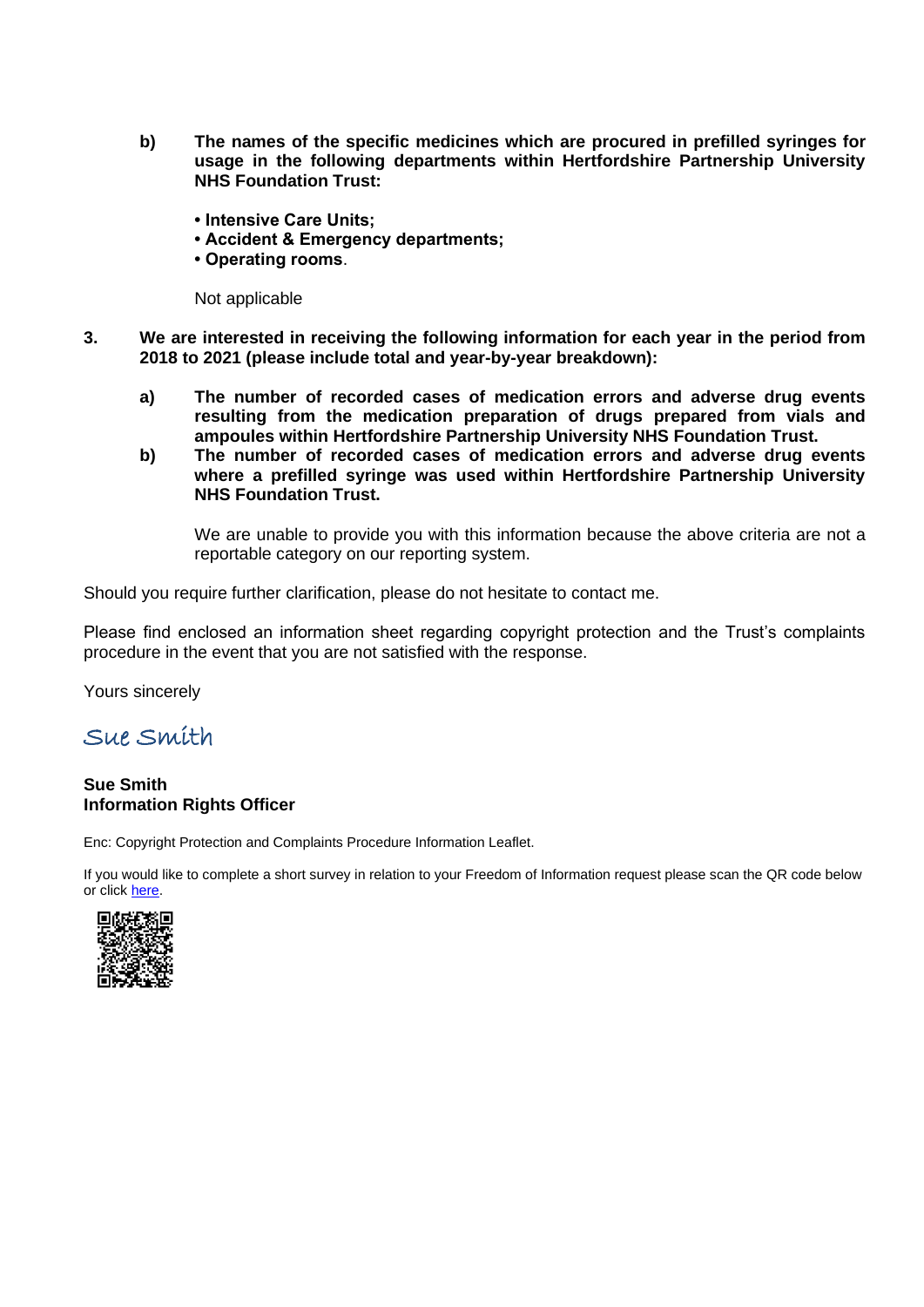b) **The names of the specific medicines which are procured in prefilled syringes for usage in the following departments within Hertfordshire Partnership University NHS Foundation Trust:**

- **Intensive Care Units;**
- **Accident & Emergency departments;**
- **Operating rooms**.

Not applicable

3. **We are interested in receiving the following information for each year in the period from 2018 to 2021 (please include total and year-by-year breakdown):**

    a) **The number of recorded cases of medication errors and adverse drug events resulting from the medication preparation of drugs prepared from vials and ampoules within Hertfordshire Partnership University NHS Foundation Trust.**

    b) **The number of recorded cases of medication errors and adverse drug events where a prefilled syringe was used within Hertfordshire Partnership University NHS Foundation Trust.**

    We are unable to provide you with this information because the above criteria are not a reportable category on our reporting system.

Should you require further clarification, please do not hesitate to contact me.

Please find enclosed an information sheet regarding copyright protection and the Trust's complaints procedure in the event that you are not satisfied with the response.

Yours sincerely

Sue Smith

**Sue Smith**
**Information Rights Officer**

Enc: Copyright Protection and Complaints Procedure Information Leaflet.

If you would like to complete a short survey in relation to your Freedom of Information request please scan the QR code below or click here.